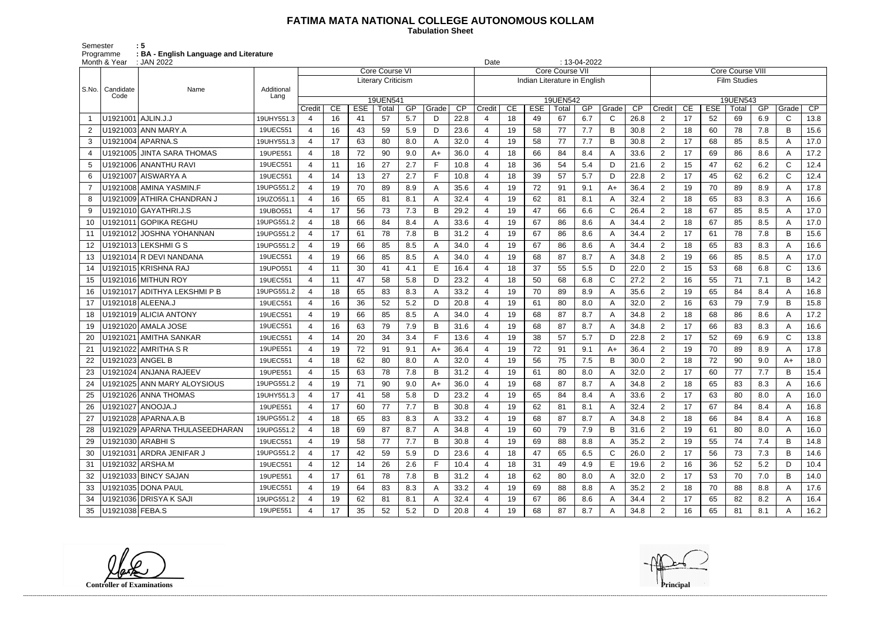# FATIMA MATA NATIONAL COLLEGE AUTONOMOUS KOLLAM

**Tabulation Sheet**

Semester : 5
Programme : BA - English Language and Literature
Month & Year : JAN 2022
Date : 13-04-2022

| S.No. | Candidate Code | Name | Additional Lang | Core Course VI | | | | | | | Core Course VII | | | | | | | Core Course VIII | | | | | | |
|---|---|---|---|---|---|---|---|---|---|---|---|---|---|---|---|---|---|---|---|---|---|---|---|---|
| | | | | Literary Criticism | | | | | | | Indian Literature in English | | | | | | | Film Studies | | | | | | |
| | | | | 19UEN541 | | | | | | | 19UEN542 | | | | | | | 19UEN543 | | | | | | |
| | | | | Credit | CE | ESE | Total | GP | Grade | CP | Credit | CE | ESE | Total | GP | Grade | CP | Credit | CE | ESE | Total | GP | Grade | CP |
| 1 | U1921001 | AJLIN.J.J | 19UHY551.3 | 4 | 16 | 41 | 57 | 5.7 | D | 22.8 | 4 | 18 | 49 | 67 | 6.7 | C | 26.8 | 2 | 17 | 52 | 69 | 6.9 | C | 13.8 |
| 2 | U1921003 | ANN MARY.A | 19UEC551 | 4 | 16 | 43 | 59 | 5.9 | D | 23.6 | 4 | 19 | 58 | 77 | 7.7 | B | 30.8 | 2 | 18 | 60 | 78 | 7.8 | B | 15.6 |
| 3 | U1921004 | APARNA.S | 19UHY551.3 | 4 | 17 | 63 | 80 | 8.0 | A | 32.0 | 4 | 19 | 58 | 77 | 7.7 | B | 30.8 | 2 | 17 | 68 | 85 | 8.5 | A | 17.0 |
| 4 | U1921005 | JINTA SARA THOMAS | 19UPE551 | 4 | 18 | 72 | 90 | 9.0 | A+ | 36.0 | 4 | 18 | 66 | 84 | 8.4 | A | 33.6 | 2 | 17 | 69 | 86 | 8.6 | A | 17.2 |
| 5 | U1921006 | ANANTHU RAVI | 19UEC551 | 4 | 11 | 16 | 27 | 2.7 | F | 10.8 | 4 | 18 | 36 | 54 | 5.4 | D | 21.6 | 2 | 15 | 47 | 62 | 6.2 | C | 12.4 |
| 6 | U1921007 | AISWARYA A | 19UEC551 | 4 | 14 | 13 | 27 | 2.7 | F | 10.8 | 4 | 18 | 39 | 57 | 5.7 | D | 22.8 | 2 | 17 | 45 | 62 | 6.2 | C | 12.4 |
| 7 | U1921008 | AMINA YASMIN.F | 19UPG551.2 | 4 | 19 | 70 | 89 | 8.9 | A | 35.6 | 4 | 19 | 72 | 91 | 9.1 | A+ | 36.4 | 2 | 19 | 70 | 89 | 8.9 | A | 17.8 |
| 8 | U1921009 | ATHIRA CHANDRAN J | 19UZO551.1 | 4 | 16 | 65 | 81 | 8.1 | A | 32.4 | 4 | 19 | 62 | 81 | 8.1 | A | 32.4 | 2 | 18 | 65 | 83 | 8.3 | A | 16.6 |
| 9 | U1921010 | GAYATHRI.J.S | 19UBO551 | 4 | 17 | 56 | 73 | 7.3 | B | 29.2 | 4 | 19 | 47 | 66 | 6.6 | C | 26.4 | 2 | 18 | 67 | 85 | 8.5 | A | 17.0 |
| 10 | U1921011 | GOPIKA REGHU | 19UPG551.2 | 4 | 18 | 66 | 84 | 8.4 | A | 33.6 | 4 | 19 | 67 | 86 | 8.6 | A | 34.4 | 2 | 18 | 67 | 85 | 8.5 | A | 17.0 |
| 11 | U1921012 | JOSHNA YOHANNAN | 19UPG551.2 | 4 | 17 | 61 | 78 | 7.8 | B | 31.2 | 4 | 19 | 67 | 86 | 8.6 | A | 34.4 | 2 | 17 | 61 | 78 | 7.8 | B | 15.6 |
| 12 | U1921013 | LEKSHMI G S | 19UPG551.2 | 4 | 19 | 66 | 85 | 8.5 | A | 34.0 | 4 | 19 | 67 | 86 | 8.6 | A | 34.4 | 2 | 18 | 65 | 83 | 8.3 | A | 16.6 |
| 13 | U1921014 | R DEVI NANDANA | 19UEC551 | 4 | 19 | 66 | 85 | 8.5 | A | 34.0 | 4 | 19 | 68 | 87 | 8.7 | A | 34.8 | 2 | 19 | 66 | 85 | 8.5 | A | 17.0 |
| 14 | U1921015 | KRISHNA RAJ | 19UPO551 | 4 | 11 | 30 | 41 | 4.1 | E | 16.4 | 4 | 18 | 37 | 55 | 5.5 | D | 22.0 | 2 | 15 | 53 | 68 | 6.8 | C | 13.6 |
| 15 | U1921016 | MITHUN ROY | 19UEC551 | 4 | 11 | 47 | 58 | 5.8 | D | 23.2 | 4 | 18 | 50 | 68 | 6.8 | C | 27.2 | 2 | 16 | 55 | 71 | 7.1 | B | 14.2 |
| 16 | U1921017 | ADITHYA LEKSHMI P B | 19UPG551.2 | 4 | 18 | 65 | 83 | 8.3 | A | 33.2 | 4 | 19 | 70 | 89 | 8.9 | A | 35.6 | 2 | 19 | 65 | 84 | 8.4 | A | 16.8 |
| 17 | U1921018 | ALEENA.J | 19UEC551 | 4 | 16 | 36 | 52 | 5.2 | D | 20.8 | 4 | 19 | 61 | 80 | 8.0 | A | 32.0 | 2 | 16 | 63 | 79 | 7.9 | B | 15.8 |
| 18 | U1921019 | ALICIA ANTONY | 19UEC551 | 4 | 19 | 66 | 85 | 8.5 | A | 34.0 | 4 | 19 | 68 | 87 | 8.7 | A | 34.8 | 2 | 18 | 68 | 86 | 8.6 | A | 17.2 |
| 19 | U1921020 | AMALA JOSE | 19UEC551 | 4 | 16 | 63 | 79 | 7.9 | B | 31.6 | 4 | 19 | 68 | 87 | 8.7 | A | 34.8 | 2 | 17 | 66 | 83 | 8.3 | A | 16.6 |
| 20 | U1921021 | AMITHA SANKAR | 19UEC551 | 4 | 14 | 20 | 34 | 3.4 | F | 13.6 | 4 | 19 | 38 | 57 | 5.7 | D | 22.8 | 2 | 17 | 52 | 69 | 6.9 | C | 13.8 |
| 21 | U1921022 | AMRITHA S R | 19UPE551 | 4 | 19 | 72 | 91 | 9.1 | A+ | 36.4 | 4 | 19 | 72 | 91 | 9.1 | A+ | 36.4 | 2 | 19 | 70 | 89 | 8.9 | A | 17.8 |
| 22 | U1921023 | ANGEL B | 19UEC551 | 4 | 18 | 62 | 80 | 8.0 | A | 32.0 | 4 | 19 | 56 | 75 | 7.5 | B | 30.0 | 2 | 18 | 72 | 90 | 9.0 | A+ | 18.0 |
| 23 | U1921024 | ANJANA RAJEEV | 19UPE551 | 4 | 15 | 63 | 78 | 7.8 | B | 31.2 | 4 | 19 | 61 | 80 | 8.0 | A | 32.0 | 2 | 17 | 60 | 77 | 7.7 | B | 15.4 |
| 24 | U1921025 | ANN MARY ALOYSIOUS | 19UPG551.2 | 4 | 19 | 71 | 90 | 9.0 | A+ | 36.0 | 4 | 19 | 68 | 87 | 8.7 | A | 34.8 | 2 | 18 | 65 | 83 | 8.3 | A | 16.6 |
| 25 | U1921026 | ANNA THOMAS | 19UHY551.3 | 4 | 17 | 41 | 58 | 5.8 | D | 23.2 | 4 | 19 | 65 | 84 | 8.4 | A | 33.6 | 2 | 17 | 63 | 80 | 8.0 | A | 16.0 |
| 26 | U1921027 | ANOOJA.J | 19UPE551 | 4 | 17 | 60 | 77 | 7.7 | B | 30.8 | 4 | 19 | 62 | 81 | 8.1 | A | 32.4 | 2 | 17 | 67 | 84 | 8.4 | A | 16.8 |
| 27 | U1921028 | APARNA.A.B | 19UPG551.2 | 4 | 18 | 65 | 83 | 8.3 | A | 33.2 | 4 | 19 | 68 | 87 | 8.7 | A | 34.8 | 2 | 18 | 66 | 84 | 8.4 | A | 16.8 |
| 28 | U1921029 | APARNA THULASEEDHARAN | 19UPG551.2 | 4 | 18 | 69 | 87 | 8.7 | A | 34.8 | 4 | 19 | 60 | 79 | 7.9 | B | 31.6 | 2 | 19 | 61 | 80 | 8.0 | A | 16.0 |
| 29 | U1921030 | ARABHI S | 19UEC551 | 4 | 19 | 58 | 77 | 7.7 | B | 30.8 | 4 | 19 | 69 | 88 | 8.8 | A | 35.2 | 2 | 19 | 55 | 74 | 7.4 | B | 14.8 |
| 30 | U1921031 | ARDRA JENIFAR J | 19UPG551.2 | 4 | 17 | 42 | 59 | 5.9 | D | 23.6 | 4 | 18 | 47 | 65 | 6.5 | C | 26.0 | 2 | 17 | 56 | 73 | 7.3 | B | 14.6 |
| 31 | U1921032 | ARSHA.M | 19UEC551 | 4 | 12 | 14 | 26 | 2.6 | F | 10.4 | 4 | 18 | 31 | 49 | 4.9 | E | 19.6 | 2 | 16 | 36 | 52 | 5.2 | D | 10.4 |
| 32 | U1921033 | BINCY SAJAN | 19UPE551 | 4 | 17 | 61 | 78 | 7.8 | B | 31.2 | 4 | 18 | 62 | 80 | 8.0 | A | 32.0 | 2 | 17 | 53 | 70 | 7.0 | B | 14.0 |
| 33 | U1921035 | DONA PAUL | 19UEC551 | 4 | 19 | 64 | 83 | 8.3 | A | 33.2 | 4 | 19 | 69 | 88 | 8.8 | A | 35.2 | 2 | 18 | 70 | 88 | 8.8 | A | 17.6 |
| 34 | U1921036 | DRISYA K SAJI | 19UPG551.2 | 4 | 19 | 62 | 81 | 8.1 | A | 32.4 | 4 | 19 | 67 | 86 | 8.6 | A | 34.4 | 2 | 17 | 65 | 82 | 8.2 | A | 16.4 |
| 35 | U1921038 | FEBA.S | 19UPE551 | 4 | 17 | 35 | 52 | 5.2 | D | 20.8 | 4 | 19 | 68 | 87 | 8.7 | A | 34.8 | 2 | 16 | 65 | 81 | 8.1 | A | 16.2 |

Controller of Examinations

Principal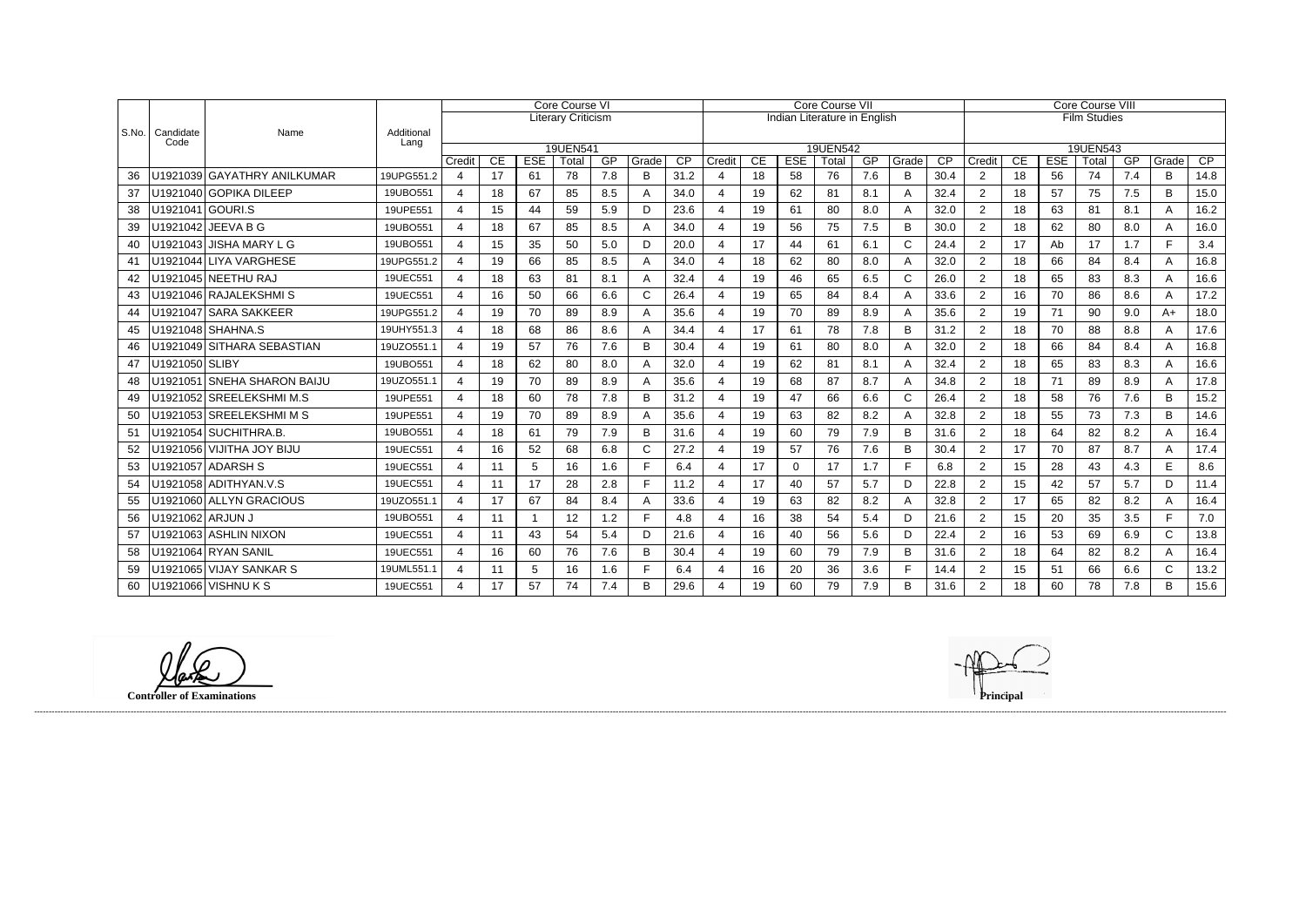| S.No. | Candidate Code | Name | Additional Lang | Core Course VI | | | | | | | Core Course VII | | | | | | | Core Course VIII | | | | | | |
|---|---|---|---|---|---|---|---|---|---|---|---|---|---|---|---|---|---|---|---|---|---|---|---|---|
| | | | | Literary Criticism | | | | | | | Indian Literature in English | | | | | | | Film Studies | | | | | | |
| | | | | 19UEN541 | | | | | | | 19UEN542 | | | | | | | 19UEN543 | | | | | | |
| | | | | Credit | CE | ESE | Total | GP | Grade | CP | Credit | CE | ESE | Total | GP | Grade | CP | Credit | CE | ESE | Total | GP | Grade | CP |
| 36 | U1921039 | GAYATHRY ANILKUMAR | 19UPG551.2 | 4 | 17 | 61 | 78 | 7.8 | B | 31.2 | 4 | 18 | 58 | 76 | 7.6 | B | 30.4 | 2 | 18 | 56 | 74 | 7.4 | B | 14.8 |
| 37 | U1921040 | GOPIKA DILEEP | 19UBO551 | 4 | 18 | 67 | 85 | 8.5 | A | 34.0 | 4 | 19 | 62 | 81 | 8.1 | A | 32.4 | 2 | 18 | 57 | 75 | 7.5 | B | 15.0 |
| 38 | U1921041 | GOURI.S | 19UPE551 | 4 | 15 | 44 | 59 | 5.9 | D | 23.6 | 4 | 19 | 61 | 80 | 8.0 | A | 32.0 | 2 | 18 | 63 | 81 | 8.1 | A | 16.2 |
| 39 | U1921042 | JEEVA B G | 19UBO551 | 4 | 18 | 67 | 85 | 8.5 | A | 34.0 | 4 | 19 | 56 | 75 | 7.5 | B | 30.0 | 2 | 18 | 62 | 80 | 8.0 | A | 16.0 |
| 40 | U1921043 | JISHA MARY L G | 19UBO551 | 4 | 15 | 35 | 50 | 5.0 | D | 20.0 | 4 | 17 | 44 | 61 | 6.1 | C | 24.4 | 2 | 17 | Ab | 17 | 1.7 | F | 3.4 |
| 41 | U1921044 | LIYA VARGHESE | 19UPG551.2 | 4 | 19 | 66 | 85 | 8.5 | A | 34.0 | 4 | 18 | 62 | 80 | 8.0 | A | 32.0 | 2 | 18 | 66 | 84 | 8.4 | A | 16.8 |
| 42 | U1921045 | NEETHU RAJ | 19UEC551 | 4 | 18 | 63 | 81 | 8.1 | A | 32.4 | 4 | 19 | 46 | 65 | 6.5 | C | 26.0 | 2 | 18 | 65 | 83 | 8.3 | A | 16.6 |
| 43 | U1921046 | RAJALEKSHMI S | 19UEC551 | 4 | 16 | 50 | 66 | 6.6 | C | 26.4 | 4 | 19 | 65 | 84 | 8.4 | A | 33.6 | 2 | 16 | 70 | 86 | 8.6 | A | 17.2 |
| 44 | U1921047 | SARA SAKKEER | 19UPG551.2 | 4 | 19 | 70 | 89 | 8.9 | A | 35.6 | 4 | 19 | 70 | 89 | 8.9 | A | 35.6 | 2 | 19 | 71 | 90 | 9.0 | A+ | 18.0 |
| 45 | U1921048 | SHAHNA.S | 19UHY551.3 | 4 | 18 | 68 | 86 | 8.6 | A | 34.4 | 4 | 17 | 61 | 78 | 7.8 | B | 31.2 | 2 | 18 | 70 | 88 | 8.8 | A | 17.6 |
| 46 | U1921049 | SITHARA SEBASTIAN | 19UZO551.1 | 4 | 19 | 57 | 76 | 7.6 | B | 30.4 | 4 | 19 | 61 | 80 | 8.0 | A | 32.0 | 2 | 18 | 66 | 84 | 8.4 | A | 16.8 |
| 47 | U1921050 | SLIBY | 19UBO551 | 4 | 18 | 62 | 80 | 8.0 | A | 32.0 | 4 | 19 | 62 | 81 | 8.1 | A | 32.4 | 2 | 18 | 65 | 83 | 8.3 | A | 16.6 |
| 48 | U1921051 | SNEHA SHARON BAIJU | 19UZO551.1 | 4 | 19 | 70 | 89 | 8.9 | A | 35.6 | 4 | 19 | 68 | 87 | 8.7 | A | 34.8 | 2 | 18 | 71 | 89 | 8.9 | A | 17.8 |
| 49 | U1921052 | SREELEKSHMI M.S | 19UPE551 | 4 | 18 | 60 | 78 | 7.8 | B | 31.2 | 4 | 19 | 47 | 66 | 6.6 | C | 26.4 | 2 | 18 | 58 | 76 | 7.6 | B | 15.2 |
| 50 | U1921053 | SREELEKSHMI M S | 19UPE551 | 4 | 19 | 70 | 89 | 8.9 | A | 35.6 | 4 | 19 | 63 | 82 | 8.2 | A | 32.8 | 2 | 18 | 55 | 73 | 7.3 | B | 14.6 |
| 51 | U1921054 | SUCHITHRA.B. | 19UBO551 | 4 | 18 | 61 | 79 | 7.9 | B | 31.6 | 4 | 19 | 60 | 79 | 7.9 | B | 31.6 | 2 | 18 | 64 | 82 | 8.2 | A | 16.4 |
| 52 | U1921056 | VIJITHA JOY BIJU | 19UEC551 | 4 | 16 | 52 | 68 | 6.8 | C | 27.2 | 4 | 19 | 57 | 76 | 7.6 | B | 30.4 | 2 | 17 | 70 | 87 | 8.7 | A | 17.4 |
| 53 | U1921057 | ADARSH S | 19UEC551 | 4 | 11 | 5 | 16 | 1.6 | F | 6.4 | 4 | 17 | 0 | 17 | 1.7 | F | 6.8 | 2 | 15 | 28 | 43 | 4.3 | E | 8.6 |
| 54 | U1921058 | ADITHYAN.V.S | 19UEC551 | 4 | 11 | 17 | 28 | 2.8 | F | 11.2 | 4 | 17 | 40 | 57 | 5.7 | D | 22.8 | 2 | 15 | 42 | 57 | 5.7 | D | 11.4 |
| 55 | U1921060 | ALLYN GRACIOUS | 19UZO551.1 | 4 | 17 | 67 | 84 | 8.4 | A | 33.6 | 4 | 19 | 63 | 82 | 8.2 | A | 32.8 | 2 | 17 | 65 | 82 | 8.2 | A | 16.4 |
| 56 | U1921062 | ARJUN J | 19UBO551 | 4 | 11 | 1 | 12 | 1.2 | F | 4.8 | 4 | 16 | 38 | 54 | 5.4 | D | 21.6 | 2 | 15 | 20 | 35 | 3.5 | F | 7.0 |
| 57 | U1921063 | ASHLIN NIXON | 19UEC551 | 4 | 11 | 43 | 54 | 5.4 | D | 21.6 | 4 | 16 | 40 | 56 | 5.6 | D | 22.4 | 2 | 16 | 53 | 69 | 6.9 | C | 13.8 |
| 58 | U1921064 | RYAN SANIL | 19UEC551 | 4 | 16 | 60 | 76 | 7.6 | B | 30.4 | 4 | 19 | 60 | 79 | 7.9 | B | 31.6 | 2 | 18 | 64 | 82 | 8.2 | A | 16.4 |
| 59 | U1921065 | VIJAY SANKAR S | 19UML551.1 | 4 | 11 | 5 | 16 | 1.6 | F | 6.4 | 4 | 16 | 20 | 36 | 3.6 | F | 14.4 | 2 | 15 | 51 | 66 | 6.6 | C | 13.2 |
| 60 | U1921066 | VISHNU K S | 19UEC551 | 4 | 17 | 57 | 74 | 7.4 | B | 29.6 | 4 | 19 | 60 | 79 | 7.9 | B | 31.6 | 2 | 18 | 60 | 78 | 7.8 | B | 15.6 |

**Controller of Examinations**

**Principal**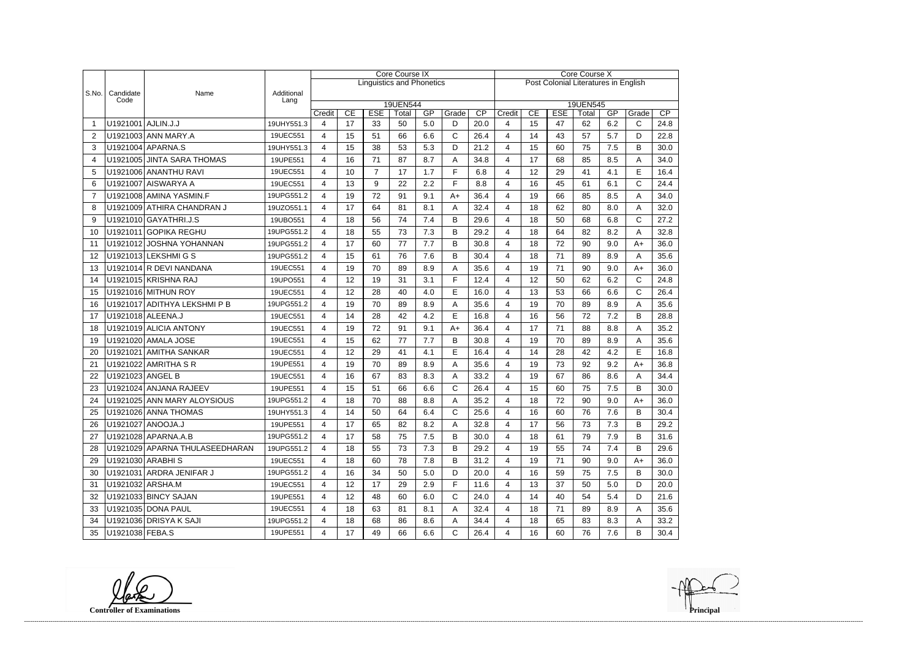| S.No. | Candidate Code | Name | Additional Lang | Core Course IX | | | | | | | Core Course X | | | | | | |
|---|---|---|---|---|---|---|---|---|---|---|---|---|---|---|---|---|---|
| | | | | Linguistics and Phonetics | | | | | | | Post Colonial Literatures in English | | | | | | |
| | | | | 19UEN544 | | | | | | | 19UEN545 | | | | | | |
| | | | | Credit | CE | ESE | Total | GP | Grade | CP | Credit | CE | ESE | Total | GP | Grade | CP |
| 1 | U1921001 | AJLIN.J.J | 19UHY551.3 | 4 | 17 | 33 | 50 | 5.0 | D | 20.0 | 4 | 15 | 47 | 62 | 6.2 | C | 24.8 |
| 2 | U1921003 | ANN MARY.A | 19UEC551 | 4 | 15 | 51 | 66 | 6.6 | C | 26.4 | 4 | 14 | 43 | 57 | 5.7 | D | 22.8 |
| 3 | U1921004 | APARNA.S | 19UHY551.3 | 4 | 15 | 38 | 53 | 5.3 | D | 21.2 | 4 | 15 | 60 | 75 | 7.5 | B | 30.0 |
| 4 | U1921005 | JINTA SARA THOMAS | 19UPE551 | 4 | 16 | 71 | 87 | 8.7 | A | 34.8 | 4 | 17 | 68 | 85 | 8.5 | A | 34.0 |
| 5 | U1921006 | ANANTHU RAVI | 19UEC551 | 4 | 10 | 7 | 17 | 1.7 | F | 6.8 | 4 | 12 | 29 | 41 | 4.1 | E | 16.4 |
| 6 | U1921007 | AISWARYA A | 19UEC551 | 4 | 13 | 9 | 22 | 2.2 | F | 8.8 | 4 | 16 | 45 | 61 | 6.1 | C | 24.4 |
| 7 | U1921008 | AMINA YASMIN.F | 19UPG551.2 | 4 | 19 | 72 | 91 | 9.1 | A+ | 36.4 | 4 | 19 | 66 | 85 | 8.5 | A | 34.0 |
| 8 | U1921009 | ATHIRA CHANDRAN J | 19UZO551.1 | 4 | 17 | 64 | 81 | 8.1 | A | 32.4 | 4 | 18 | 62 | 80 | 8.0 | A | 32.0 |
| 9 | U1921010 | GAYATHRI.J.S | 19UBO551 | 4 | 18 | 56 | 74 | 7.4 | B | 29.6 | 4 | 18 | 50 | 68 | 6.8 | C | 27.2 |
| 10 | U1921011 | GOPIKA REGHU | 19UPG551.2 | 4 | 18 | 55 | 73 | 7.3 | B | 29.2 | 4 | 18 | 64 | 82 | 8.2 | A | 32.8 |
| 11 | U1921012 | JOSHNA YOHANNAN | 19UPG551.2 | 4 | 17 | 60 | 77 | 7.7 | B | 30.8 | 4 | 18 | 72 | 90 | 9.0 | A+ | 36.0 |
| 12 | U1921013 | LEKSHMI G S | 19UPG551.2 | 4 | 15 | 61 | 76 | 7.6 | B | 30.4 | 4 | 18 | 71 | 89 | 8.9 | A | 35.6 |
| 13 | U1921014 | R DEVI NANDANA | 19UEC551 | 4 | 19 | 70 | 89 | 8.9 | A | 35.6 | 4 | 19 | 71 | 90 | 9.0 | A+ | 36.0 |
| 14 | U1921015 | KRISHNA RAJ | 19UPO551 | 4 | 12 | 19 | 31 | 3.1 | F | 12.4 | 4 | 12 | 50 | 62 | 6.2 | C | 24.8 |
| 15 | U1921016 | MITHUN ROY | 19UEC551 | 4 | 12 | 28 | 40 | 4.0 | E | 16.0 | 4 | 13 | 53 | 66 | 6.6 | C | 26.4 |
| 16 | U1921017 | ADITHYA LEKSHMI P B | 19UPG551.2 | 4 | 19 | 70 | 89 | 8.9 | A | 35.6 | 4 | 19 | 70 | 89 | 8.9 | A | 35.6 |
| 17 | U1921018 | ALEENA.J | 19UEC551 | 4 | 14 | 28 | 42 | 4.2 | E | 16.8 | 4 | 16 | 56 | 72 | 7.2 | B | 28.8 |
| 18 | U1921019 | ALICIA ANTONY | 19UEC551 | 4 | 19 | 72 | 91 | 9.1 | A+ | 36.4 | 4 | 17 | 71 | 88 | 8.8 | A | 35.2 |
| 19 | U1921020 | AMALA JOSE | 19UEC551 | 4 | 15 | 62 | 77 | 7.7 | B | 30.8 | 4 | 19 | 70 | 89 | 8.9 | A | 35.6 |
| 20 | U1921021 | AMITHA SANKAR | 19UEC551 | 4 | 12 | 29 | 41 | 4.1 | E | 16.4 | 4 | 14 | 28 | 42 | 4.2 | E | 16.8 |
| 21 | U1921022 | AMRITHA S R | 19UPE551 | 4 | 19 | 70 | 89 | 8.9 | A | 35.6 | 4 | 19 | 73 | 92 | 9.2 | A+ | 36.8 |
| 22 | U1921023 | ANGEL B | 19UEC551 | 4 | 16 | 67 | 83 | 8.3 | A | 33.2 | 4 | 19 | 67 | 86 | 8.6 | A | 34.4 |
| 23 | U1921024 | ANJANA RAJEEV | 19UPE551 | 4 | 15 | 51 | 66 | 6.6 | C | 26.4 | 4 | 15 | 60 | 75 | 7.5 | B | 30.0 |
| 24 | U1921025 | ANN MARY ALOYSIOUS | 19UPG551.2 | 4 | 18 | 70 | 88 | 8.8 | A | 35.2 | 4 | 18 | 72 | 90 | 9.0 | A+ | 36.0 |
| 25 | U1921026 | ANNA THOMAS | 19UHY551.3 | 4 | 14 | 50 | 64 | 6.4 | C | 25.6 | 4 | 16 | 60 | 76 | 7.6 | B | 30.4 |
| 26 | U1921027 | ANOOJA.J | 19UPE551 | 4 | 17 | 65 | 82 | 8.2 | A | 32.8 | 4 | 17 | 56 | 73 | 7.3 | B | 29.2 |
| 27 | U1921028 | APARNA.A.B | 19UPG551.2 | 4 | 17 | 58 | 75 | 7.5 | B | 30.0 | 4 | 18 | 61 | 79 | 7.9 | B | 31.6 |
| 28 | U1921029 | APARNA THULASEEDHARAN | 19UPG551.2 | 4 | 18 | 55 | 73 | 7.3 | B | 29.2 | 4 | 19 | 55 | 74 | 7.4 | B | 29.6 |
| 29 | U1921030 | ARABHI S | 19UEC551 | 4 | 18 | 60 | 78 | 7.8 | B | 31.2 | 4 | 19 | 71 | 90 | 9.0 | A+ | 36.0 |
| 30 | U1921031 | ARDRA JENIFAR J | 19UPG551.2 | 4 | 16 | 34 | 50 | 5.0 | D | 20.0 | 4 | 16 | 59 | 75 | 7.5 | B | 30.0 |
| 31 | U1921032 | ARSHA.M | 19UEC551 | 4 | 12 | 17 | 29 | 2.9 | F | 11.6 | 4 | 13 | 37 | 50 | 5.0 | D | 20.0 |
| 32 | U1921033 | BINCY SAJAN | 19UPE551 | 4 | 12 | 48 | 60 | 6.0 | C | 24.0 | 4 | 14 | 40 | 54 | 5.4 | D | 21.6 |
| 33 | U1921035 | DONA PAUL | 19UEC551 | 4 | 18 | 63 | 81 | 8.1 | A | 32.4 | 4 | 18 | 71 | 89 | 8.9 | A | 35.6 |
| 34 | U1921036 | DRISYA K SAJI | 19UPG551.2 | 4 | 18 | 68 | 86 | 8.6 | A | 34.4 | 4 | 18 | 65 | 83 | 8.3 | A | 33.2 |
| 35 | U1921038 | FEBA.S | 19UPE551 | 4 | 17 | 49 | 66 | 6.6 | C | 26.4 | 4 | 16 | 60 | 76 | 7.6 | B | 30.4 |

**Controller of Examinations**

**Principal**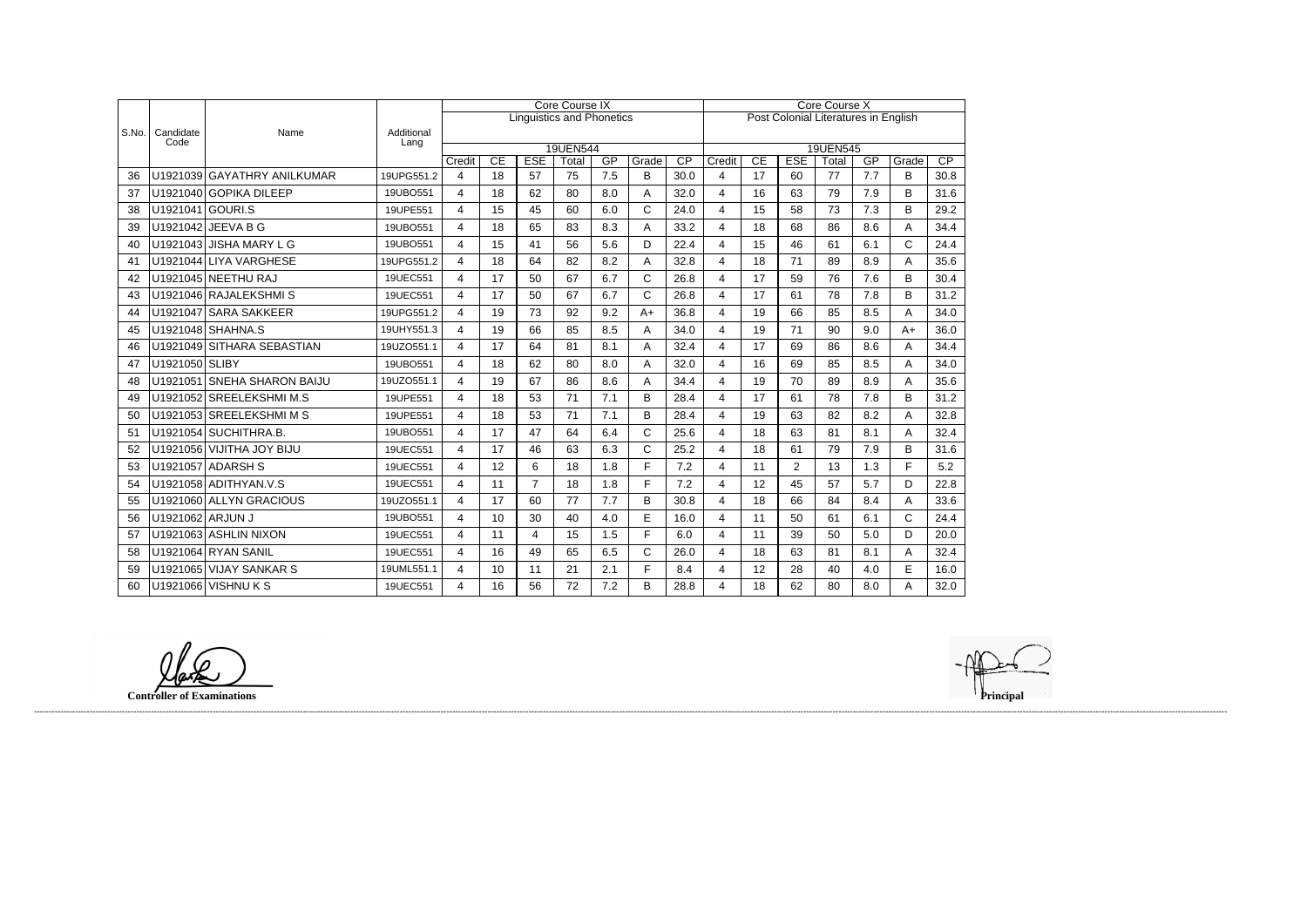| S.No. | Candidate Code | Name | Additional Lang | Core Course IX | | | | | | | Core Course X | | | | | | |
|---|---|---|---|---|---|---|---|---|---|---|---|---|---|---|---|---|---|
| | | | | Linguistics and Phonetics | | | | | | | Post Colonial Literatures in English | | | | | | |
| | | | | 19UEN544 | | | | | | | 19UEN545 | | | | | | |
| | | | | Credit | CE | ESE | Total | GP | Grade | CP | Credit | CE | ESE | Total | GP | Grade | CP |
| 36 | U1921039 | GAYATHRY ANILKUMAR | 19UPG551.2 | 4 | 18 | 57 | 75 | 7.5 | B | 30.0 | 4 | 17 | 60 | 77 | 7.7 | B | 30.8 |
| 37 | U1921040 | GOPIKA DILEEP | 19UBO551 | 4 | 18 | 62 | 80 | 8.0 | A | 32.0 | 4 | 16 | 63 | 79 | 7.9 | B | 31.6 |
| 38 | U1921041 | GOURI.S | 19UPE551 | 4 | 15 | 45 | 60 | 6.0 | C | 24.0 | 4 | 15 | 58 | 73 | 7.3 | B | 29.2 |
| 39 | U1921042 | JEEVA B G | 19UBO551 | 4 | 18 | 65 | 83 | 8.3 | A | 33.2 | 4 | 18 | 68 | 86 | 8.6 | A | 34.4 |
| 40 | U1921043 | JISHA MARY L G | 19UBO551 | 4 | 15 | 41 | 56 | 5.6 | D | 22.4 | 4 | 15 | 46 | 61 | 6.1 | C | 24.4 |
| 41 | U1921044 | LIYA VARGHESE | 19UPG551.2 | 4 | 18 | 64 | 82 | 8.2 | A | 32.8 | 4 | 18 | 71 | 89 | 8.9 | A | 35.6 |
| 42 | U1921045 | NEETHU RAJ | 19UEC551 | 4 | 17 | 50 | 67 | 6.7 | C | 26.8 | 4 | 17 | 59 | 76 | 7.6 | B | 30.4 |
| 43 | U1921046 | RAJALEKSHMI S | 19UEC551 | 4 | 17 | 50 | 67 | 6.7 | C | 26.8 | 4 | 17 | 61 | 78 | 7.8 | B | 31.2 |
| 44 | U1921047 | SARA SAKKEER | 19UPG551.2 | 4 | 19 | 73 | 92 | 9.2 | A+ | 36.8 | 4 | 19 | 66 | 85 | 8.5 | A | 34.0 |
| 45 | U1921048 | SHAHNA.S | 19UHY551.3 | 4 | 19 | 66 | 85 | 8.5 | A | 34.0 | 4 | 19 | 71 | 90 | 9.0 | A+ | 36.0 |
| 46 | U1921049 | SITHARA SEBASTIAN | 19UZO551.1 | 4 | 17 | 64 | 81 | 8.1 | A | 32.4 | 4 | 17 | 69 | 86 | 8.6 | A | 34.4 |
| 47 | U1921050 | SLIBY | 19UBO551 | 4 | 18 | 62 | 80 | 8.0 | A | 32.0 | 4 | 16 | 69 | 85 | 8.5 | A | 34.0 |
| 48 | U1921051 | SNEHA SHARON BAIJU | 19UZO551.1 | 4 | 19 | 67 | 86 | 8.6 | A | 34.4 | 4 | 19 | 70 | 89 | 8.9 | A | 35.6 |
| 49 | U1921052 | SREELEKSHMI M.S | 19UPE551 | 4 | 18 | 53 | 71 | 7.1 | B | 28.4 | 4 | 17 | 61 | 78 | 7.8 | B | 31.2 |
| 50 | U1921053 | SREELEKSHMI M S | 19UPE551 | 4 | 18 | 53 | 71 | 7.1 | B | 28.4 | 4 | 19 | 63 | 82 | 8.2 | A | 32.8 |
| 51 | U1921054 | SUCHITHRA.B. | 19UBO551 | 4 | 17 | 47 | 64 | 6.4 | C | 25.6 | 4 | 18 | 63 | 81 | 8.1 | A | 32.4 |
| 52 | U1921056 | VIJITHA JOY BIJU | 19UEC551 | 4 | 17 | 46 | 63 | 6.3 | C | 25.2 | 4 | 18 | 61 | 79 | 7.9 | B | 31.6 |
| 53 | U1921057 | ADARSH S | 19UEC551 | 4 | 12 | 6 | 18 | 1.8 | F | 7.2 | 4 | 11 | 2 | 13 | 1.3 | F | 5.2 |
| 54 | U1921058 | ADITHYAN.V.S | 19UEC551 | 4 | 11 | 7 | 18 | 1.8 | F | 7.2 | 4 | 12 | 45 | 57 | 5.7 | D | 22.8 |
| 55 | U1921060 | ALLYN GRACIOUS | 19UZO551.1 | 4 | 17 | 60 | 77 | 7.7 | B | 30.8 | 4 | 18 | 66 | 84 | 8.4 | A | 33.6 |
| 56 | U1921062 | ARJUN J | 19UBO551 | 4 | 10 | 30 | 40 | 4.0 | E | 16.0 | 4 | 11 | 50 | 61 | 6.1 | C | 24.4 |
| 57 | U1921063 | ASHLIN NIXON | 19UEC551 | 4 | 11 | 4 | 15 | 1.5 | F | 6.0 | 4 | 11 | 39 | 50 | 5.0 | D | 20.0 |
| 58 | U1921064 | RYAN SANIL | 19UEC551 | 4 | 16 | 49 | 65 | 6.5 | C | 26.0 | 4 | 18 | 63 | 81 | 8.1 | A | 32.4 |
| 59 | U1921065 | VIJAY SANKAR S | 19UML551.1 | 4 | 10 | 11 | 21 | 2.1 | F | 8.4 | 4 | 12 | 28 | 40 | 4.0 | E | 16.0 |
| 60 | U1921066 | VISHNU K S | 19UEC551 | 4 | 16 | 56 | 72 | 7.2 | B | 28.8 | 4 | 18 | 62 | 80 | 8.0 | A | 32.0 |

**Controller of Examinations**

**Principal**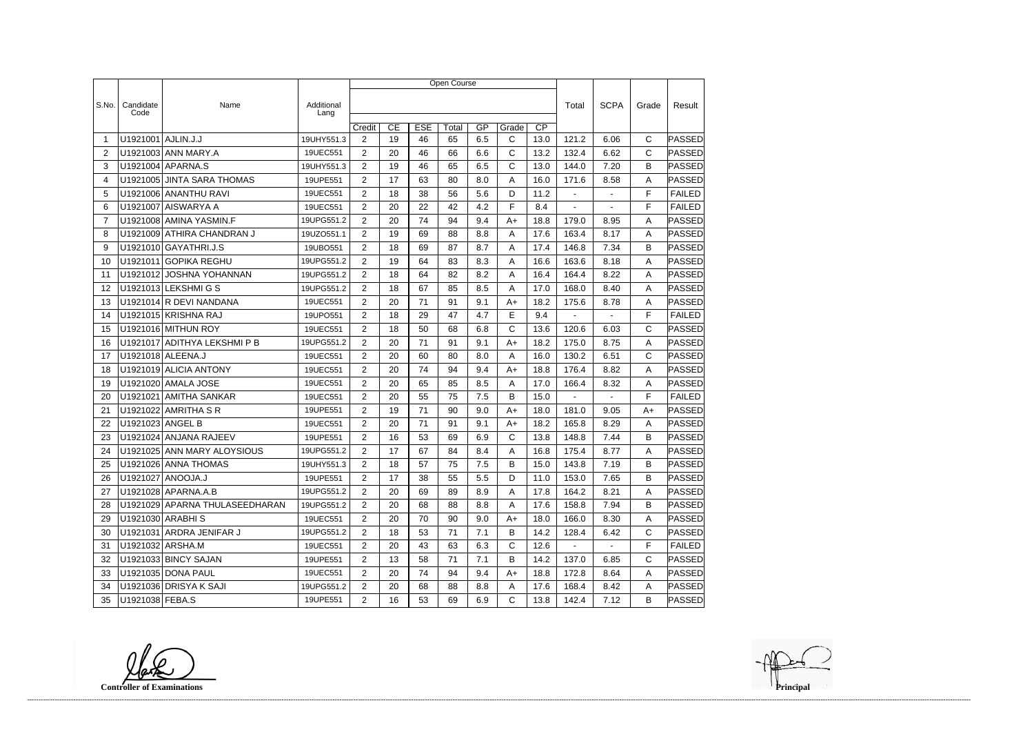| S.No. | Candidate Code | Name | Additional Lang | Open Course | | | | | | | Total | SCPA | Grade | Result |
|---|---|---|---|---|---|---|---|---|---|---|---|---|---|---|
| | | | | Credit | CE | ESE | Total | GP | Grade | CP | | | | |
| 1 | U1921001 | AJLIN.J.J | 19UHY551.3 | 2 | 19 | 46 | 65 | 6.5 | C | 13.0 | 121.2 | 6.06 | C | PASSED |
| 2 | U1921003 | ANN MARY.A | 19UEC551 | 2 | 20 | 46 | 66 | 6.6 | C | 13.2 | 132.4 | 6.62 | C | PASSED |
| 3 | U1921004 | APARNA.S | 19UHY551.3 | 2 | 19 | 46 | 65 | 6.5 | C | 13.0 | 144.0 | 7.20 | B | PASSED |
| 4 | U1921005 | JINTA SARA THOMAS | 19UPE551 | 2 | 17 | 63 | 80 | 8.0 | A | 16.0 | 171.6 | 8.58 | A | PASSED |
| 5 | U1921006 | ANANTHU RAVI | 19UEC551 | 2 | 18 | 38 | 56 | 5.6 | D | 11.2 | - | - | F | FAILED |
| 6 | U1921007 | AISWARYA A | 19UEC551 | 2 | 20 | 22 | 42 | 4.2 | F | 8.4 | - | - | F | FAILED |
| 7 | U1921008 | AMINA YASMIN.F | 19UPG551.2 | 2 | 20 | 74 | 94 | 9.4 | A+ | 18.8 | 179.0 | 8.95 | A | PASSED |
| 8 | U1921009 | ATHIRA CHANDRAN J | 19UZO551.1 | 2 | 19 | 69 | 88 | 8.8 | A | 17.6 | 163.4 | 8.17 | A | PASSED |
| 9 | U1921010 | GAYATHRI.J.S | 19UBO551 | 2 | 18 | 69 | 87 | 8.7 | A | 17.4 | 146.8 | 7.34 | B | PASSED |
| 10 | U1921011 | GOPIKA REGHU | 19UPG551.2 | 2 | 19 | 64 | 83 | 8.3 | A | 16.6 | 163.6 | 8.18 | A | PASSED |
| 11 | U1921012 | JOSHNA YOHANNAN | 19UPG551.2 | 2 | 18 | 64 | 82 | 8.2 | A | 16.4 | 164.4 | 8.22 | A | PASSED |
| 12 | U1921013 | LEKSHMI G S | 19UPG551.2 | 2 | 18 | 67 | 85 | 8.5 | A | 17.0 | 168.0 | 8.40 | A | PASSED |
| 13 | U1921014 | R DEVI NANDANA | 19UEC551 | 2 | 20 | 71 | 91 | 9.1 | A+ | 18.2 | 175.6 | 8.78 | A | PASSED |
| 14 | U1921015 | KRISHNA RAJ | 19UPO551 | 2 | 18 | 29 | 47 | 4.7 | E | 9.4 | - | - | F | FAILED |
| 15 | U1921016 | MITHUN ROY | 19UEC551 | 2 | 18 | 50 | 68 | 6.8 | C | 13.6 | 120.6 | 6.03 | C | PASSED |
| 16 | U1921017 | ADITHYA LEKSHMI P B | 19UPG551.2 | 2 | 20 | 71 | 91 | 9.1 | A+ | 18.2 | 175.0 | 8.75 | A | PASSED |
| 17 | U1921018 | ALEENA.J | 19UEC551 | 2 | 20 | 60 | 80 | 8.0 | A | 16.0 | 130.2 | 6.51 | C | PASSED |
| 18 | U1921019 | ALICIA ANTONY | 19UEC551 | 2 | 20 | 74 | 94 | 9.4 | A+ | 18.8 | 176.4 | 8.82 | A | PASSED |
| 19 | U1921020 | AMALA JOSE | 19UEC551 | 2 | 20 | 65 | 85 | 8.5 | A | 17.0 | 166.4 | 8.32 | A | PASSED |
| 20 | U1921021 | AMITHA SANKAR | 19UEC551 | 2 | 20 | 55 | 75 | 7.5 | B | 15.0 | - | - | F | FAILED |
| 21 | U1921022 | AMRITHA S R | 19UPE551 | 2 | 19 | 71 | 90 | 9.0 | A+ | 18.0 | 181.0 | 9.05 | A+ | PASSED |
| 22 | U1921023 | ANGEL B | 19UEC551 | 2 | 20 | 71 | 91 | 9.1 | A+ | 18.2 | 165.8 | 8.29 | A | PASSED |
| 23 | U1921024 | ANJANA RAJEEV | 19UPE551 | 2 | 16 | 53 | 69 | 6.9 | C | 13.8 | 148.8 | 7.44 | B | PASSED |
| 24 | U1921025 | ANN MARY ALOYSIOUS | 19UPG551.2 | 2 | 17 | 67 | 84 | 8.4 | A | 16.8 | 175.4 | 8.77 | A | PASSED |
| 25 | U1921026 | ANNA THOMAS | 19UHY551.3 | 2 | 18 | 57 | 75 | 7.5 | B | 15.0 | 143.8 | 7.19 | B | PASSED |
| 26 | U1921027 | ANOOJA.J | 19UPE551 | 2 | 17 | 38 | 55 | 5.5 | D | 11.0 | 153.0 | 7.65 | B | PASSED |
| 27 | U1921028 | APARNA.A.B | 19UPG551.2 | 2 | 20 | 69 | 89 | 8.9 | A | 17.8 | 164.2 | 8.21 | A | PASSED |
| 28 | U1921029 | APARNA THULASEEDHARAN | 19UPG551.2 | 2 | 20 | 68 | 88 | 8.8 | A | 17.6 | 158.8 | 7.94 | B | PASSED |
| 29 | U1921030 | ARABHI S | 19UEC551 | 2 | 20 | 70 | 90 | 9.0 | A+ | 18.0 | 166.0 | 8.30 | A | PASSED |
| 30 | U1921031 | ARDRA JENIFAR J | 19UPG551.2 | 2 | 18 | 53 | 71 | 7.1 | B | 14.2 | 128.4 | 6.42 | C | PASSED |
| 31 | U1921032 | ARSHA.M | 19UEC551 | 2 | 20 | 43 | 63 | 6.3 | C | 12.6 | - | - | F | FAILED |
| 32 | U1921033 | BINCY SAJAN | 19UPE551 | 2 | 13 | 58 | 71 | 7.1 | B | 14.2 | 137.0 | 6.85 | C | PASSED |
| 33 | U1921035 | DONA PAUL | 19UEC551 | 2 | 20 | 74 | 94 | 9.4 | A+ | 18.8 | 172.8 | 8.64 | A | PASSED |
| 34 | U1921036 | DRISYA K SAJI | 19UPG551.2 | 2 | 20 | 68 | 88 | 8.8 | A | 17.6 | 168.4 | 8.42 | A | PASSED |
| 35 | U1921038 | FEBA.S | 19UPE551 | 2 | 16 | 53 | 69 | 6.9 | C | 13.8 | 142.4 | 7.12 | B | PASSED |

**Controller of Examinations** **Principal**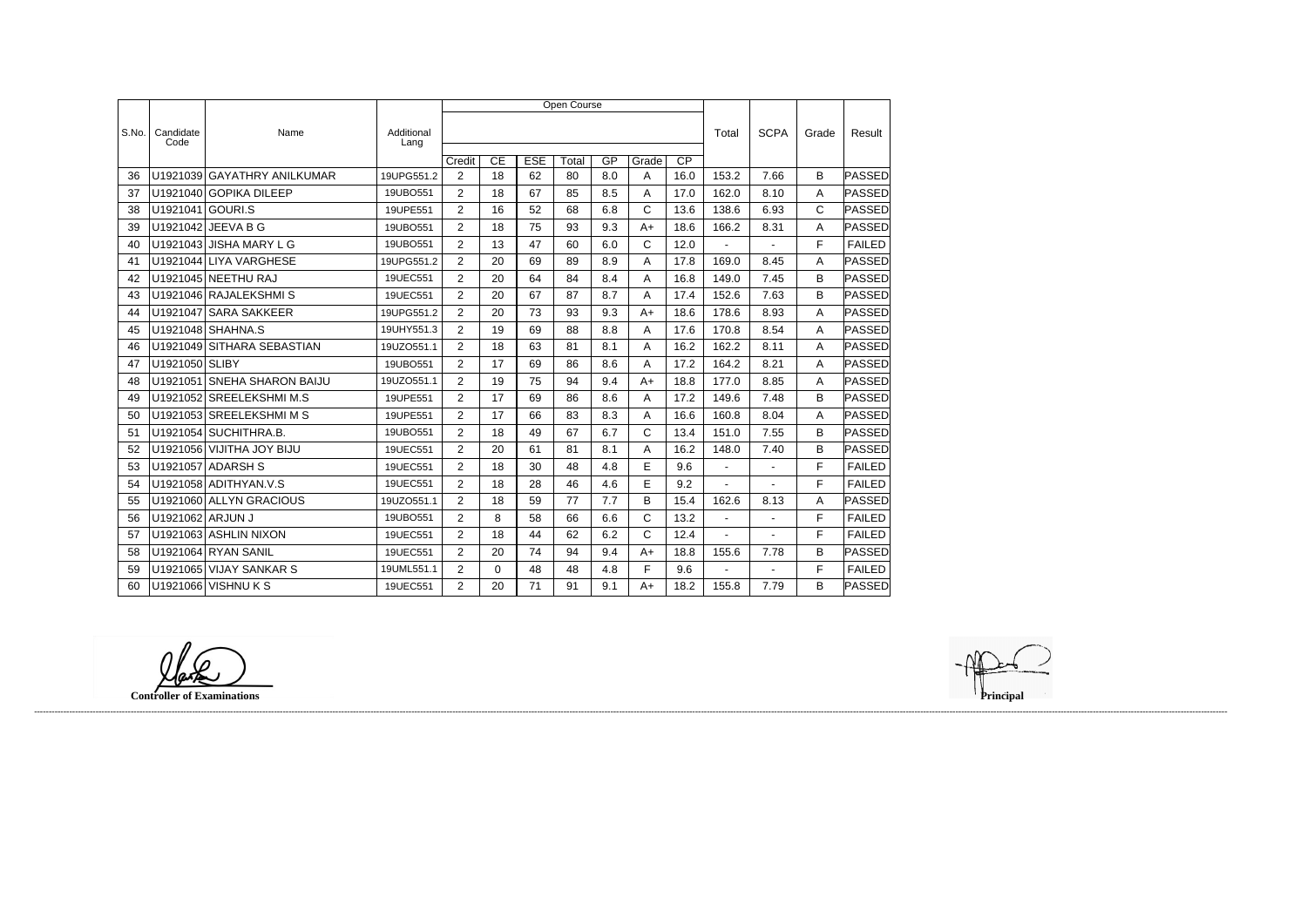| S.No. | Candidate Code | Name | Additional Lang | Open Course | | | | | | | Total | SCPA | Grade | Result |
|---|---|---|---|---|---|---|---|---|---|---|---|---|---|---|
| | | | | Credit | CE | ESE | Total | GP | Grade | CP | | | | |
| 36 | U1921039 | GAYATHRY ANILKUMAR | 19UPG551.2 | 2 | 18 | 62 | 80 | 8.0 | A | 16.0 | 153.2 | 7.66 | B | PASSED |
| 37 | U1921040 | GOPIKA DILEEP | 19UBO551 | 2 | 18 | 67 | 85 | 8.5 | A | 17.0 | 162.0 | 8.10 | A | PASSED |
| 38 | U1921041 | GOURI.S | 19UPE551 | 2 | 16 | 52 | 68 | 6.8 | C | 13.6 | 138.6 | 6.93 | C | PASSED |
| 39 | U1921042 | JEEVA B G | 19UBO551 | 2 | 18 | 75 | 93 | 9.3 | A+ | 18.6 | 166.2 | 8.31 | A | PASSED |
| 40 | U1921043 | JISHA MARY L G | 19UBO551 | 2 | 13 | 47 | 60 | 6.0 | C | 12.0 | - | - | F | FAILED |
| 41 | U1921044 | LIYA VARGHESE | 19UPG551.2 | 2 | 20 | 69 | 89 | 8.9 | A | 17.8 | 169.0 | 8.45 | A | PASSED |
| 42 | U1921045 | NEETHU RAJ | 19UEC551 | 2 | 20 | 64 | 84 | 8.4 | A | 16.8 | 149.0 | 7.45 | B | PASSED |
| 43 | U1921046 | RAJALEKSHMI S | 19UEC551 | 2 | 20 | 67 | 87 | 8.7 | A | 17.4 | 152.6 | 7.63 | B | PASSED |
| 44 | U1921047 | SARA SAKKEER | 19UPG551.2 | 2 | 20 | 73 | 93 | 9.3 | A+ | 18.6 | 178.6 | 8.93 | A | PASSED |
| 45 | U1921048 | SHAHNA.S | 19UHY551.3 | 2 | 19 | 69 | 88 | 8.8 | A | 17.6 | 170.8 | 8.54 | A | PASSED |
| 46 | U1921049 | SITHARA SEBASTIAN | 19UZO551.1 | 2 | 18 | 63 | 81 | 8.1 | A | 16.2 | 162.2 | 8.11 | A | PASSED |
| 47 | U1921050 | SLIBY | 19UBO551 | 2 | 17 | 69 | 86 | 8.6 | A | 17.2 | 164.2 | 8.21 | A | PASSED |
| 48 | U1921051 | SNEHA SHARON BAIJU | 19UZO551.1 | 2 | 19 | 75 | 94 | 9.4 | A+ | 18.8 | 177.0 | 8.85 | A | PASSED |
| 49 | U1921052 | SREELEKSHMI M.S | 19UPE551 | 2 | 17 | 69 | 86 | 8.6 | A | 17.2 | 149.6 | 7.48 | B | PASSED |
| 50 | U1921053 | SREELEKSHMI M S | 19UPE551 | 2 | 17 | 66 | 83 | 8.3 | A | 16.6 | 160.8 | 8.04 | A | PASSED |
| 51 | U1921054 | SUCHITHRA.B. | 19UBO551 | 2 | 18 | 49 | 67 | 6.7 | C | 13.4 | 151.0 | 7.55 | B | PASSED |
| 52 | U1921056 | VIJITHA JOY BIJU | 19UEC551 | 2 | 20 | 61 | 81 | 8.1 | A | 16.2 | 148.0 | 7.40 | B | PASSED |
| 53 | U1921057 | ADARSH S | 19UEC551 | 2 | 18 | 30 | 48 | 4.8 | E | 9.6 | - | - | F | FAILED |
| 54 | U1921058 | ADITHYAN.V.S | 19UEC551 | 2 | 18 | 28 | 46 | 4.6 | E | 9.2 | - | - | F | FAILED |
| 55 | U1921060 | ALLYN GRACIOUS | 19UZO551.1 | 2 | 18 | 59 | 77 | 7.7 | B | 15.4 | 162.6 | 8.13 | A | PASSED |
| 56 | U1921062 | ARJUN J | 19UBO551 | 2 | 8 | 58 | 66 | 6.6 | C | 13.2 | - | - | F | FAILED |
| 57 | U1921063 | ASHLIN NIXON | 19UEC551 | 2 | 18 | 44 | 62 | 6.2 | C | 12.4 | - | - | F | FAILED |
| 58 | U1921064 | RYAN SANIL | 19UEC551 | 2 | 20 | 74 | 94 | 9.4 | A+ | 18.8 | 155.6 | 7.78 | B | PASSED |
| 59 | U1921065 | VIJAY SANKAR S | 19UML551.1 | 2 | 0 | 48 | 48 | 4.8 | F | 9.6 | - | - | F | FAILED |
| 60 | U1921066 | VISHNU K S | 19UEC551 | 2 | 20 | 71 | 91 | 9.1 | A+ | 18.2 | 155.8 | 7.79 | B | PASSED |

**Controller of Examinations**

**Principal**